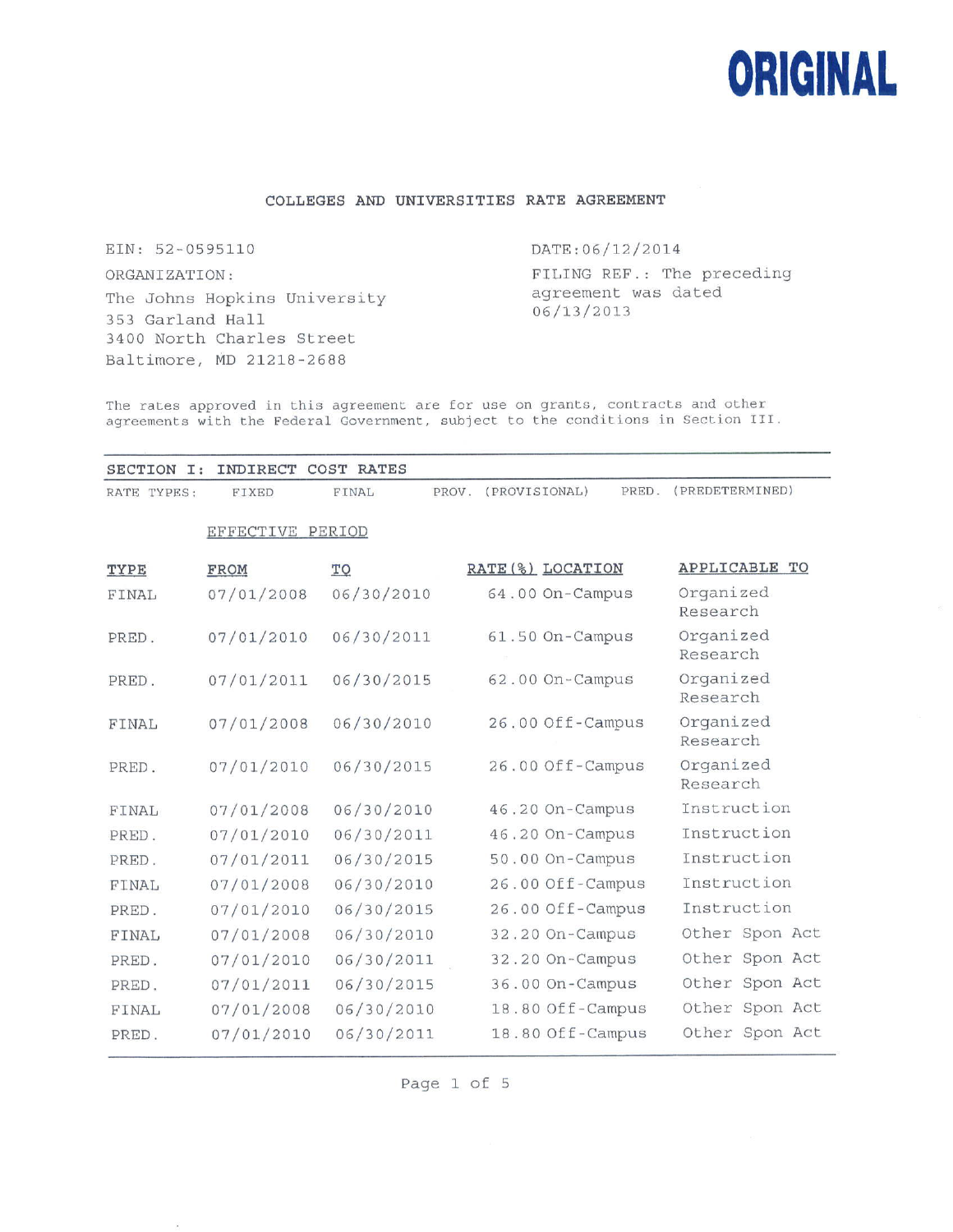**ORIGINAL**

## COLLEGES AND UNIVERSITIES RATE AGREEMENT

EIN: 52-0595110

ORGANIZATION:
The Johns Hopkins University
353 Garland Hall
3400 North Charles Street
Baltimore, MD 21218-2688

DATE: 06/12/2014

FILING REF.: The preceding agreement was dated 06/13/2013

The rates approved in this agreement are for use on grants, contracts and other agreements with the Federal Government, subject to the conditions in Section III.

### SECTION I: INDIRECT COST RATES

RATE TYPES: FIXED FINAL PROV. (PROVISIONAL) PRED. (PREDETERMINED)

| | EFFECTIVE PERIOD | | | | |
|---|---|---|---|---|---|
| TYPE | FROM | TO | RATE(%) | LOCATION | APPLICABLE TO |
| FINAL | 07/01/2008 | 06/30/2010 | 64.00 | On-Campus | Organized Research |
| PRED. | 07/01/2010 | 06/30/2011 | 61.50 | On-Campus | Organized Research |
| PRED. | 07/01/2011 | 06/30/2015 | 62.00 | On-Campus | Organized Research |
| FINAL | 07/01/2008 | 06/30/2010 | 26.00 | Off-Campus | Organized Research |
| PRED. | 07/01/2010 | 06/30/2015 | 26.00 | Off-Campus | Organized Research |
| FINAL | 07/01/2008 | 06/30/2010 | 46.20 | On-Campus | Instruction |
| PRED. | 07/01/2010 | 06/30/2011 | 46.20 | On-Campus | Instruction |
| PRED. | 07/01/2011 | 06/30/2015 | 50.00 | On-Campus | Instruction |
| FINAL | 07/01/2008 | 06/30/2010 | 26.00 | Off-Campus | Instruction |
| PRED. | 07/01/2010 | 06/30/2015 | 26.00 | Off-Campus | Instruction |
| FINAL | 07/01/2008 | 06/30/2010 | 32.20 | On-Campus | Other Spon Act |
| PRED. | 07/01/2010 | 06/30/2011 | 32.20 | On-Campus | Other Spon Act |
| PRED. | 07/01/2011 | 06/30/2015 | 36.00 | On-Campus | Other Spon Act |
| FINAL | 07/01/2008 | 06/30/2010 | 18.80 | Off-Campus | Other Spon Act |
| PRED. | 07/01/2010 | 06/30/2011 | 18.80 | Off-Campus | Other Spon Act |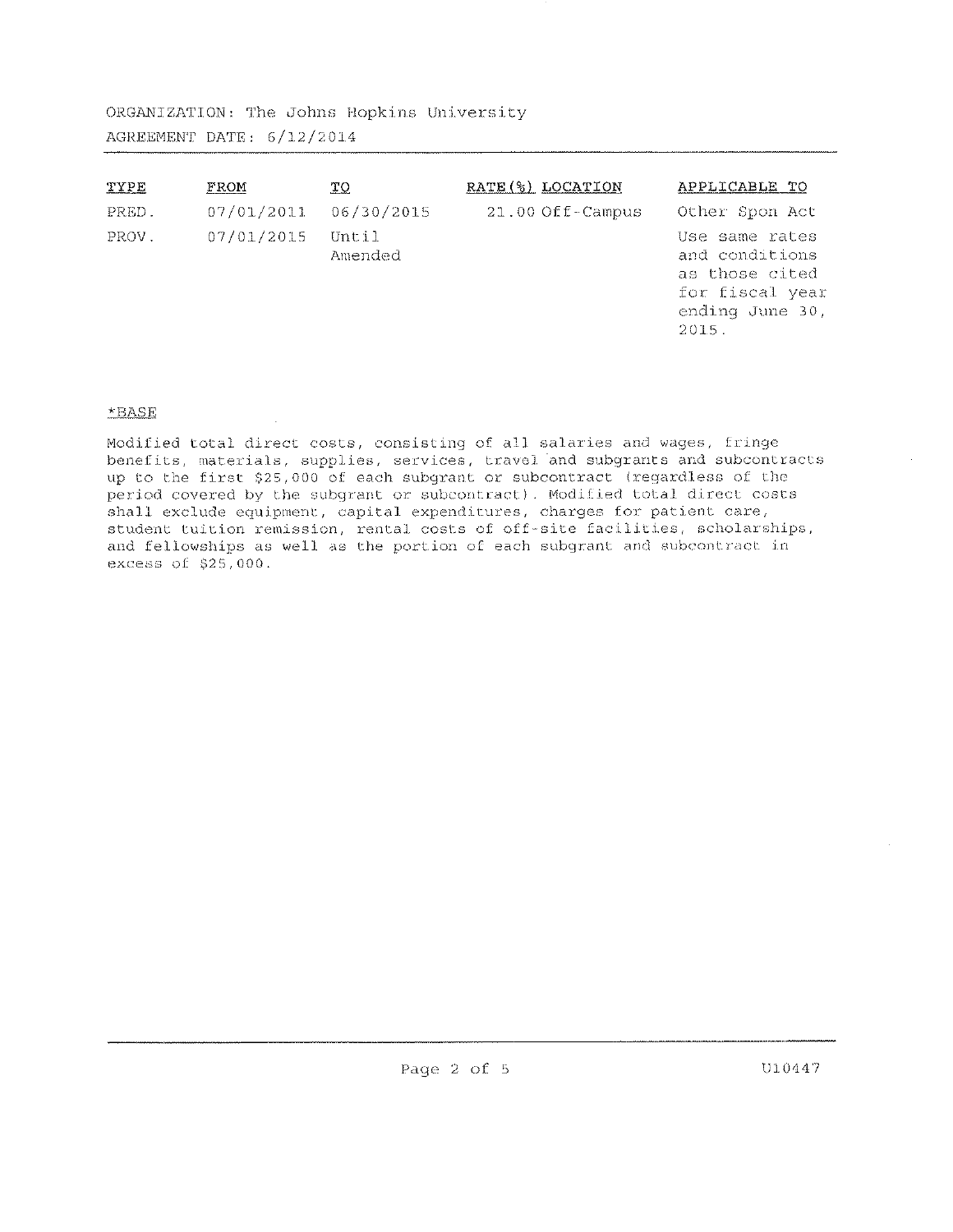ORGANIZATION: The Johns Hopkins University
AGREEMENT DATE: 6/12/2014

| TYPE | FROM | TO | RATE(%) | LOCATION | APPLICABLE TO |
|---|---|---|---|---|---|
| PRED. | 07/01/2011 | 06/30/2015 | 21.00 | Off-Campus | Other Spon Act |
| PROV. | 07/01/2015 | Until Amended | | | Use same rates and conditions as those cited for fiscal year ending June 30, 2015. |

*BASE

Modified total direct costs, consisting of all salaries and wages, fringe benefits, materials, supplies, services, travel and subgrants and subcontracts up to the first $25,000 of each subgrant or subcontract (regardless of the period covered by the subgrant or subcontract). Modified total direct costs shall exclude equipment, capital expenditures, charges for patient care, student tuition remission, rental costs of off-site facilities, scholarships, and fellowships as well as the portion of each subgrant and subcontract in excess of $25,000.

U10447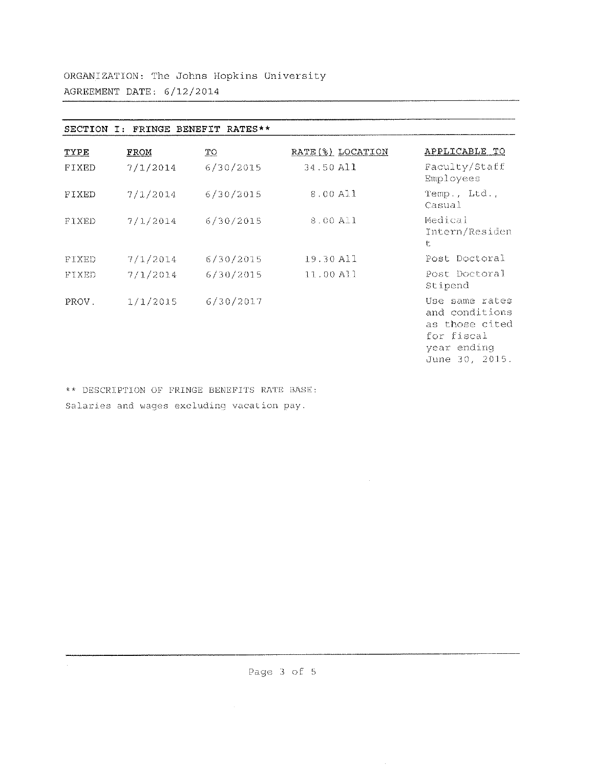ORGANIZATION: The Johns Hopkins University

AGREEMENT DATE: 6/12/2014

## SECTION I: FRINGE BENEFIT RATES**

| TYPE | FROM | TO | RATE(%) | LOCATION | APPLICABLE TO |
|---|---|---|---|---|---|
| FIXED | 7/1/2014 | 6/30/2015 | 34.50 | All | Faculty/Staff Employees |
| FIXED | 7/1/2014 | 6/30/2015 | 8.00 | All | Temp., Ltd., Casual |
| FIXED | 7/1/2014 | 6/30/2015 | 8.00 | All | Medical Intern/Resident |
| FIXED | 7/1/2014 | 6/30/2015 | 19.30 | All | Post Doctoral |
| FIXED | 7/1/2014 | 6/30/2015 | 11.00 | All | Post Doctoral Stipend |
| PROV. | 1/1/2015 | 6/30/2017 | | | Use same rates and conditions as those cited for fiscal year ending June 30, 2015. |

** DESCRIPTION OF FRINGE BENEFITS RATE BASE:

Salaries and wages excluding vacation pay.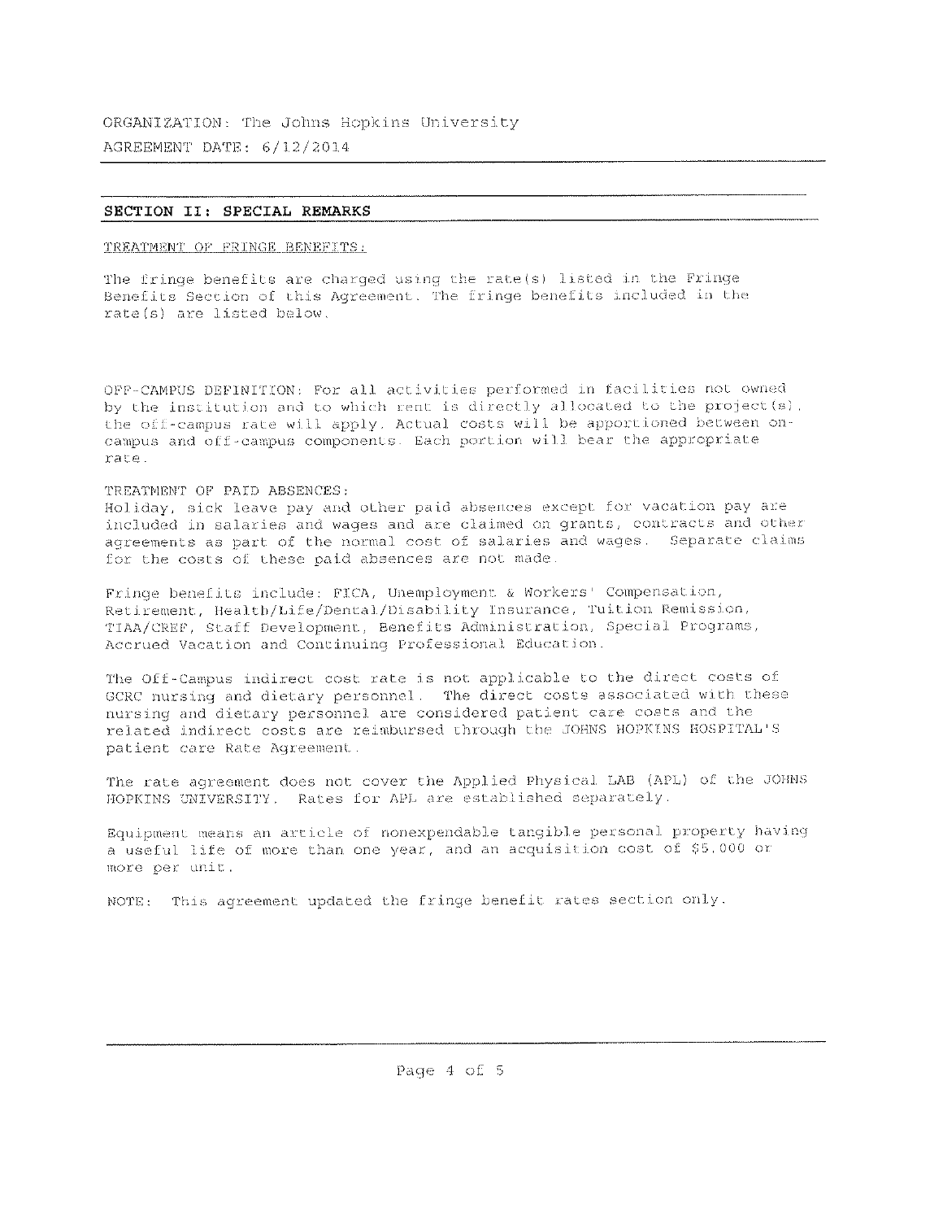ORGANIZATION: The Johns Hopkins University

AGREEMENT DATE: 6/12/2014

## SECTION II: SPECIAL REMARKS

TREATMENT OF FRINGE BENEFITS:

The fringe benefits are charged using the rate(s) listed in the Fringe Benefits Section of this Agreement. The fringe benefits included in the rate(s) are listed below.

OFF-CAMPUS DEFINITION: For all activities performed in facilities not owned by the institution and to which rent is directly allocated to the project(s), the off-campus rate will apply. Actual costs will be apportioned between on-campus and off-campus components. Each portion will bear the appropriate rate.

TREATMENT OF PAID ABSENCES:

Holiday, sick leave pay and other paid absences except for vacation pay are included in salaries and wages and are claimed on grants, contracts and other agreements as part of the normal cost of salaries and wages. Separate claims for the costs of these paid absences are not made.

Fringe benefits include: FICA, Unemployment & Workers' Compensation, Retirement, Health/Life/Dental/Disability Insurance, Tuition Remission, TIAA/CREF, Staff Development, Benefits Administration, Special Programs, Accrued Vacation and Continuing Professional Education.

The Off-Campus indirect cost rate is not applicable to the direct costs of GCRC nursing and dietary personnel. The direct costs associated with these nursing and dietary personnel are considered patient care costs and the related indirect costs are reimbursed through the JOHNS HOPKINS HOSPITAL'S patient care Rate Agreement.

The rate agreement does not cover the Applied Physical LAB (APL) of the JOHNS HOPKINS UNIVERSITY. Rates for APL are established separately.

Equipment means an article of nonexpendable tangible personal property having a useful life of more than one year, and an acquisition cost of $5,000 or more per unit.

NOTE: This agreement updated the fringe benefit rates section only.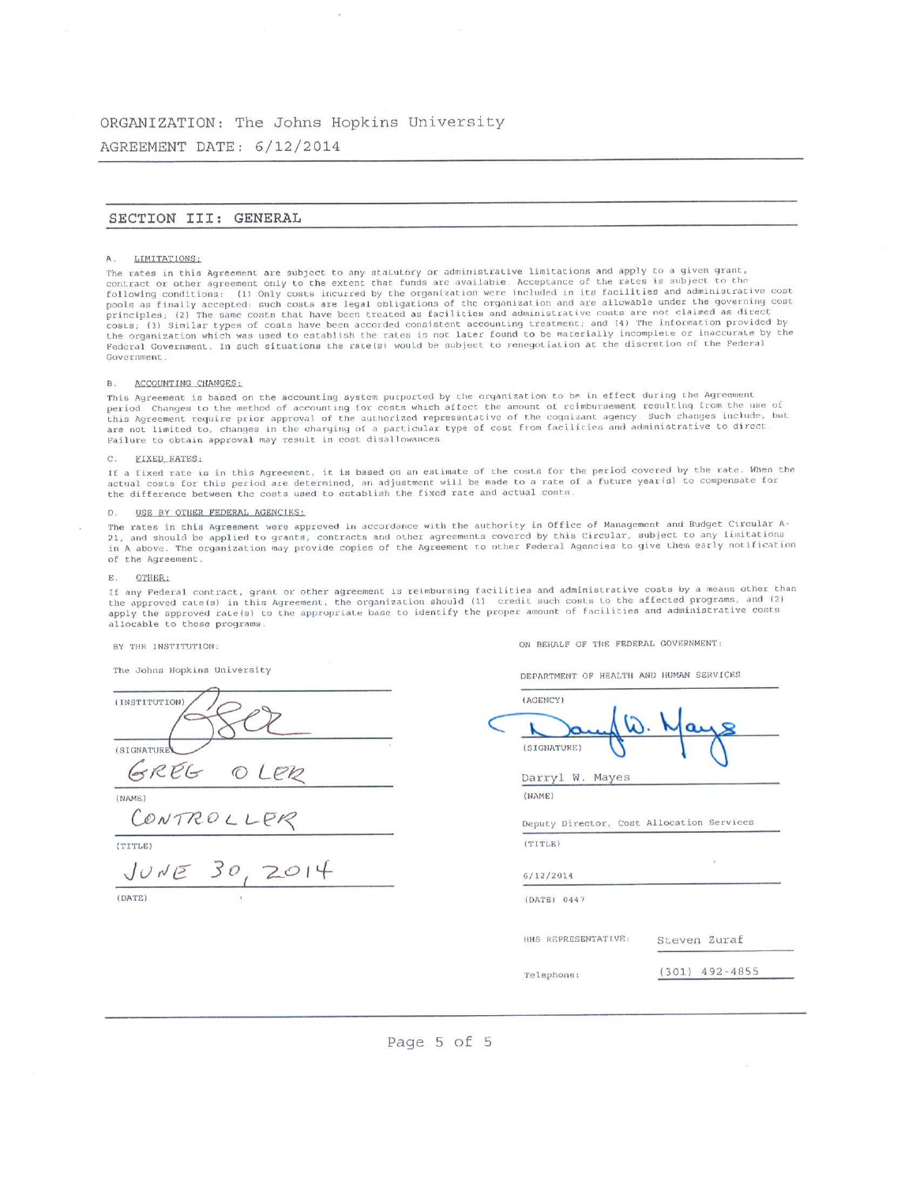ORGANIZATION: The Johns Hopkins University

AGREEMENT DATE: 6/12/2014

## SECTION III: GENERAL

A. LIMITATIONS:

The rates in this Agreement are subject to any statutory or administrative limitations and apply to a given grant, contract or other agreement only to the extent that funds are available. Acceptance of the rates is subject to the following conditions: (1) Only costs incurred by the organization were included in its facilities and administrative cost pools as finally accepted: such costs are legal obligations of the organization and are allowable under the governing cost principles; (2) The same costs that have been treated as facilities and administrative costs are not claimed as direct costs; (3) Similar types of costs have been accorded consistent accounting treatment; and (4) The information provided by the organization which was used to establish the rates is not later found to be materially incomplete or inaccurate by the Federal Government. In such situations the rate(s) would be subject to renegotiation at the discretion of the Federal Government.

B. ACCOUNTING CHANGES:

This Agreement is based on the accounting system purported by the organization to be in effect during the Agreement period. Changes to the method of accounting for costs which affect the amount of reimbursement resulting from the use of this Agreement require prior approval of the authorized representative of the cognizant agency. Such changes include, but are not limited to, changes in the charging of a particular type of cost from facilities and administrative to direct. Failure to obtain approval may result in cost disallowances.

C. FIXED RATES:

If a fixed rate is in this Agreement, it is based on an estimate of the costs for the period covered by the rate. When the actual costs for this period are determined, an adjustment will be made to a rate of a future year(s) to compensate for the difference between the costs used to establish the fixed rate and actual costs.

D. USE BY OTHER FEDERAL AGENCIES:

The rates in this Agreement were approved in accordance with the authority in Office of Management and Budget Circular A-21, and should be applied to grants, contracts and other agreements covered by this Circular, subject to any limitations in A above. The organization may provide copies of the Agreement to other Federal Agencies to give them early notification of the Agreement.

E. OTHER:

If any Federal contract, grant or other agreement is reimbursing facilities and administrative costs by a means other than the approved rate(s) in this Agreement, the organization should (1) credit such costs to the affected programs, and (2) apply the approved rate(s) to the appropriate base to identify the proper amount of facilities and administrative costs allocable to these programs.

BY THE INSTITUTION:

The Johns Hopkins University

(INSTITUTION)

(SIGNATURE)

GREG OLER

(NAME)

CONTROLLER

(TITLE)

JUNE 30, 2014

(DATE)

ON BEHALF OF THE FEDERAL GOVERNMENT:

DEPARTMENT OF HEALTH AND HUMAN SERVICES

(AGENCY)

(SIGNATURE)

Darryl W. Mayes

(NAME)

Deputy Director, Cost Allocation Services

(TITLE)

6/12/2014

(DATE) 0447

HHS REPRESENTATIVE: Steven Zuraf

Telephone: (301) 492-4855